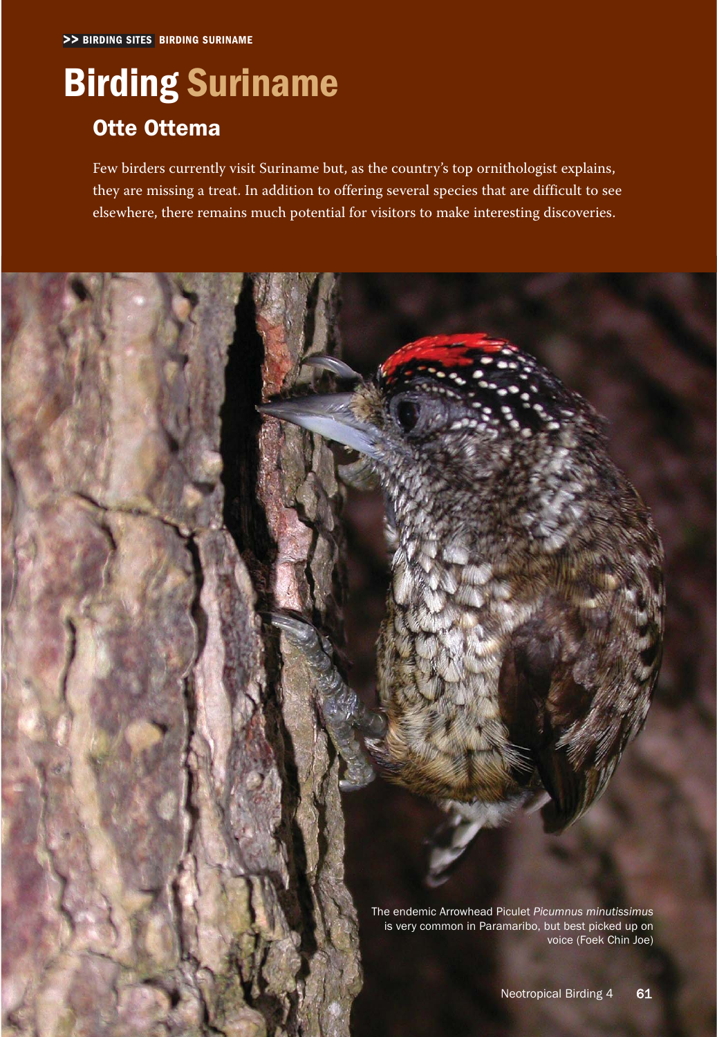# Birding Suriname

## Otte Ottema

Few birders currently visit Suriname but, as the country's top ornithologist explains, they are missing a treat. In addition to offering several species that are difficult to see elsewhere, there remains much potential for visitors to make interesting discoveries.

The endemic Arrowhead Piculet *Picumnus minutissimus* is very common in Paramaribo, but best picked up on voice (Foek Chin Joe)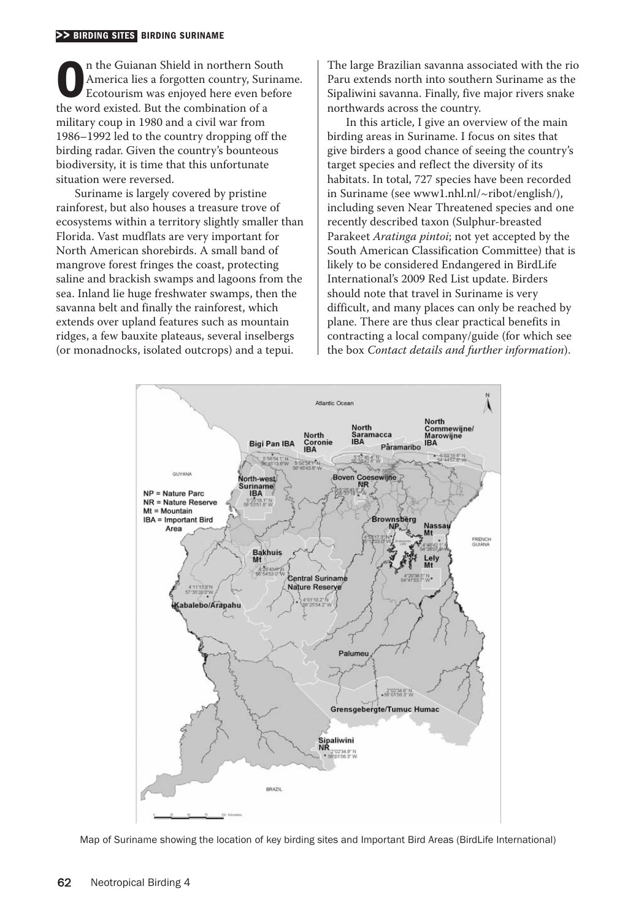On the Guianan Shield in northern South America lies a forgotten country, Suriname. Ecotourism was enjoyed here even before the word existed. But the combination of a military coup in 1980 and a civil war from 1986–1992 led to the country dropping off the birding radar. Given the country's bounteous biodiversity, it is time that this unfortunate situation were reversed.

Suriname is largely covered by pristine rainforest, but also houses a treasure trove of ecosystems within a territory slightly smaller than Florida. Vast mudflats are very important for North American shorebirds. A small band of mangrove forest fringes the coast, protecting saline and brackish swamps and lagoons from the sea. Inland lie huge freshwater swamps, then the savanna belt and finally the rainforest, which extends over upland features such as mountain ridges, a few bauxite plateaus, several inselbergs (or monadnocks, isolated outcrops) and a tepui. The large Brazilian savanna associated with the rio Paru extends north into southern Suriname as the Sipaliwini savanna. Finally, five major rivers snake northwards across the country.

In this article, I give an overview of the main birding areas in Suriname. I focus on sites that give birders a good chance of seeing the country's target species and reflect the diversity of its habitats. In total, 727 species have been recorded in Suriname (see www1.nhl.nl/~ribot/english/), including seven Near Threatened species and one recently described taxon (Sulphur-breasted Parakeet *Aratinga pintoi*; not yet accepted by the South American Classification Committee) that is likely to be considered Endangered in BirdLife International's 2009 Red List update. Birders should note that travel in Suriname is very difficult, and many places can only be reached by plane. There are thus clear practical benefits in contracting a local company/guide (for which see the box *Contact details and further information*).

Map of Suriname showing the location of key birding sites and Important Bird Areas (BirdLife International)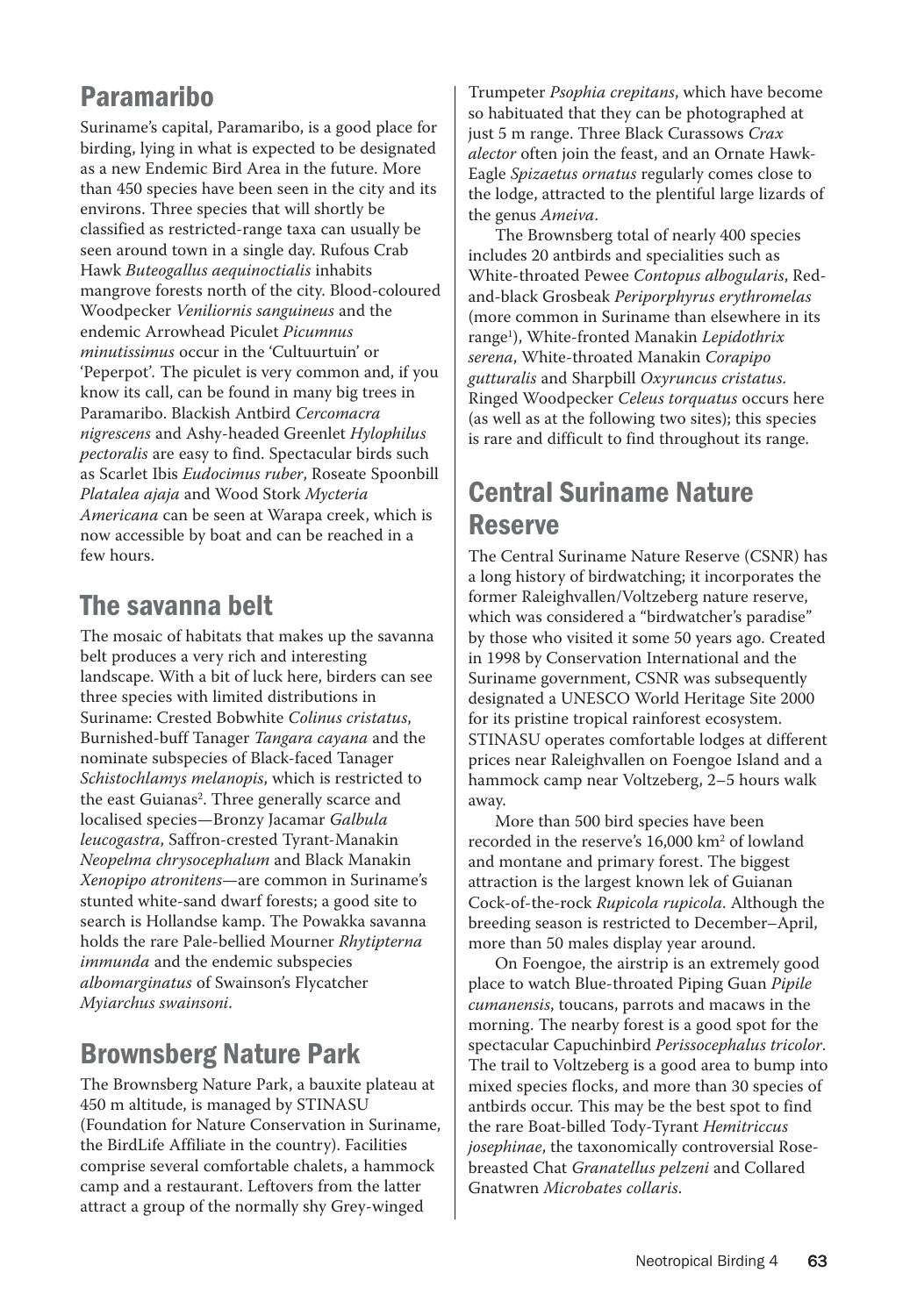## Paramaribo

Suriname's capital, Paramaribo, is a good place for birding, lying in what is expected to be designated as a new Endemic Bird Area in the future. More than 450 species have been seen in the city and its environs. Three species that will shortly be classified as restricted-range taxa can usually be seen around town in a single day. Rufous Crab Hawk *Buteogallus aequinoctialis* inhabits mangrove forests north of the city. Blood-coloured Woodpecker *Veniliornis sanguineus* and the endemic Arrowhead Piculet *Picumnus minutissimus* occur in the 'Cultuurtuin' or 'Peperpot'. The piculet is very common and, if you know its call, can be found in many big trees in Paramaribo. Blackish Antbird *Cercomacra nigrescens* and Ashy-headed Greenlet *Hylophilus pectoralis* are easy to find. Spectacular birds such as Scarlet Ibis *Eudocimus ruber*, Roseate Spoonbill *Platalea ajaja* and Wood Stork *Mycteria Americana* can be seen at Warapa creek, which is now accessible by boat and can be reached in a few hours.

## The savanna belt

The mosaic of habitats that makes up the savanna belt produces a very rich and interesting landscape. With a bit of luck here, birders can see three species with limited distributions in Suriname: Crested Bobwhite *Colinus cristatus*, Burnished-buff Tanager *Tangara cayana* and the nominate subspecies of Black-faced Tanager *Schistochlamys melanopis*, which is restricted to the east Guianas[2]. Three generally scarce and localised species—Bronzy Jacamar *Galbula leucogastra*, Saffron-crested Tyrant-Manakin *Neopelma chrysocephalum* and Black Manakin *Xenopipo atronitens*—are common in Suriname's stunted white-sand dwarf forests; a good site to search is Hollandse kamp. The Powakka savanna holds the rare Pale-bellied Mourner *Rhytipterna immunda* and the endemic subspecies *albomarginatus* of Swainson's Flycatcher *Myiarchus swainsoni*.

## Brownsberg Nature Park

The Brownsberg Nature Park, a bauxite plateau at 450 m altitude, is managed by STINASU (Foundation for Nature Conservation in Suriname, the BirdLife Affiliate in the country). Facilities comprise several comfortable chalets, a hammock camp and a restaurant. Leftovers from the latter attract a group of the normally shy Grey-winged Trumpeter *Psophia crepitans*, which have become so habituated that they can be photographed at just 5 m range. Three Black Curassows *Crax alector* often join the feast, and an Ornate Hawk-Eagle *Spizaetus ornatus* regularly comes close to the lodge, attracted to the plentiful large lizards of the genus *Ameiva*.

The Brownsberg total of nearly 400 species includes 20 antbirds and specialities such as White-throated Pewee *Contopus albogularis*, Red-and-black Grosbeak *Periporphyrus erythromelas* (more common in Suriname than elsewhere in its range[1]), White-fronted Manakin *Lepidothrix serena*, White-throated Manakin *Corapipo gutturalis* and Sharpbill *Oxyruncus cristatus*. Ringed Woodpecker *Celeus torquatus* occurs here (as well as at the following two sites); this species is rare and difficult to find throughout its range.

## Central Suriname Nature Reserve

The Central Suriname Nature Reserve (CSNR) has a long history of birdwatching; it incorporates the former Raleighvallen/Voltzeberg nature reserve, which was considered a "birdwatcher's paradise" by those who visited it some 50 years ago. Created in 1998 by Conservation International and the Suriname government, CSNR was subsequently designated a UNESCO World Heritage Site 2000 for its pristine tropical rainforest ecosystem. STINASU operates comfortable lodges at different prices near Raleighvallen on Foengoe Island and a hammock camp near Voltzeberg, 2–5 hours walk away.

More than 500 bird species have been recorded in the reserve's 16,000 km$^2$ of lowland and montane and primary forest. The biggest attraction is the largest known lek of Guianan Cock-of-the-rock *Rupicola rupicola*. Although the breeding season is restricted to December–April, more than 50 males display year around.

On Foengoe, the airstrip is an extremely good place to watch Blue-throated Piping Guan *Pipile cumanensis*, toucans, parrots and macaws in the morning. The nearby forest is a good spot for the spectacular Capuchinbird *Perissocephalus tricolor*. The trail to Voltzeberg is a good area to bump into mixed species flocks, and more than 30 species of antbirds occur. This may be the best spot to find the rare Boat-billed Tody-Tyrant *Hemitriccus josephinae*, the taxonomically controversial Rose-breasted Chat *Granatellus pelzeni* and Collared Gnatwren *Microbates collaris*.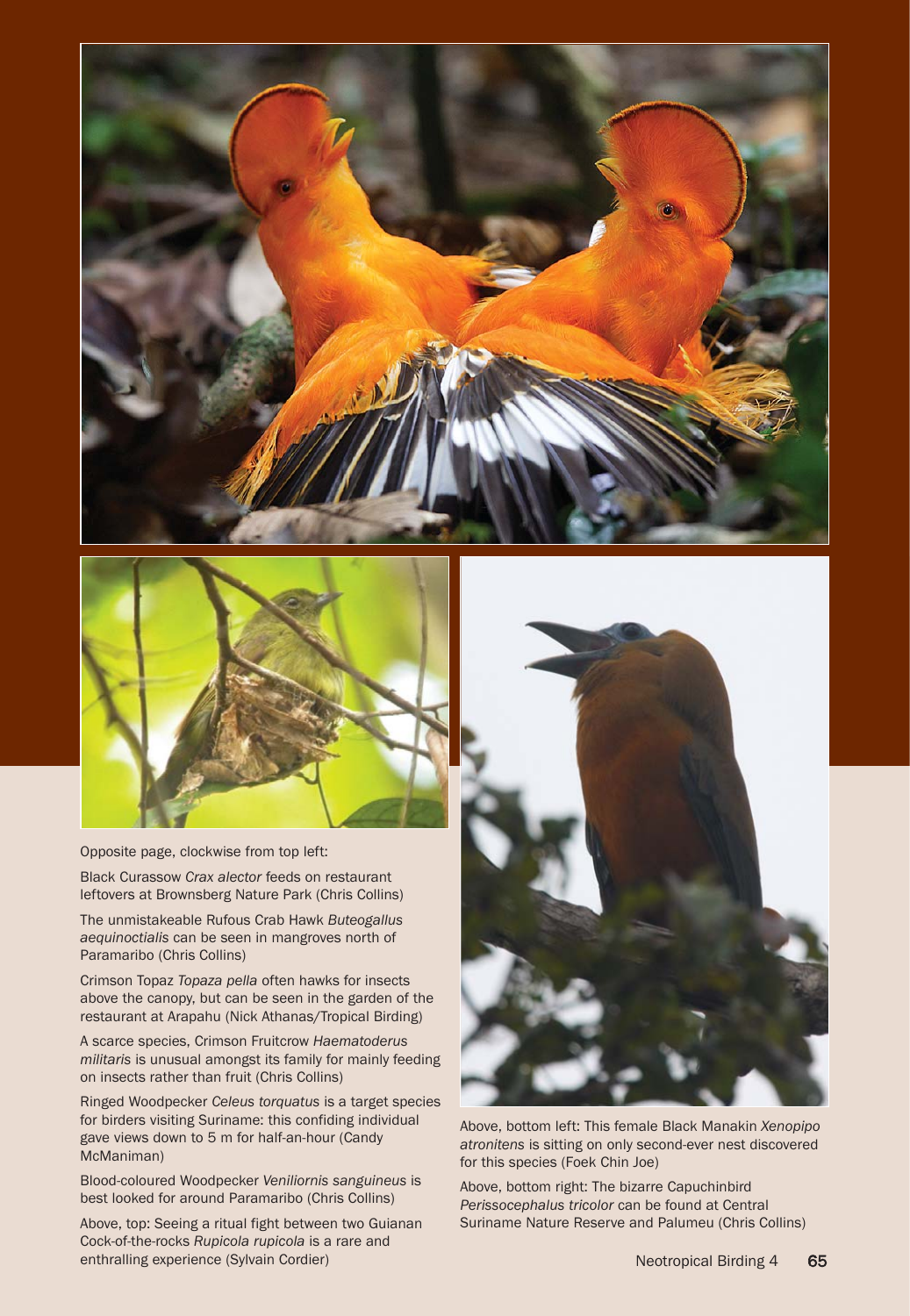Opposite page, clockwise from top left:

Black Curassow *Crax alector* feeds on restaurant leftovers at Brownsberg Nature Park (Chris Collins)

The unmistakeable Rufous Crab Hawk *Buteogallus aequinoctialis* can be seen in mangroves north of Paramaribo (Chris Collins)

Crimson Topaz *Topaza pella* often hawks for insects above the canopy, but can be seen in the garden of the restaurant at Arapahu (Nick Athanas/Tropical Birding)

A scarce species, Crimson Fruitcrow *Haematoderus militaris* is unusual amongst its family for mainly feeding on insects rather than fruit (Chris Collins)

Ringed Woodpecker *Celeus torquatus* is a target species for birders visiting Suriname: this confiding individual gave views down to 5 m for half-an-hour (Candy McManiman)

Blood-coloured Woodpecker *Veniliornis sanguineus* is best looked for around Paramaribo (Chris Collins)

Above, top: Seeing a ritual fight between two Guianan Cock-of-the-rocks *Rupicola rupicola* is a rare and enthralling experience (Sylvain Cordier)

Above, bottom left: This female Black Manakin *Xenopipo atronitens* is sitting on only second-ever nest discovered for this species (Foek Chin Joe)

Above, bottom right: The bizarre Capuchinbird *Perissocephalus tricolor* can be found at Central Suriname Nature Reserve and Palumeu (Chris Collins)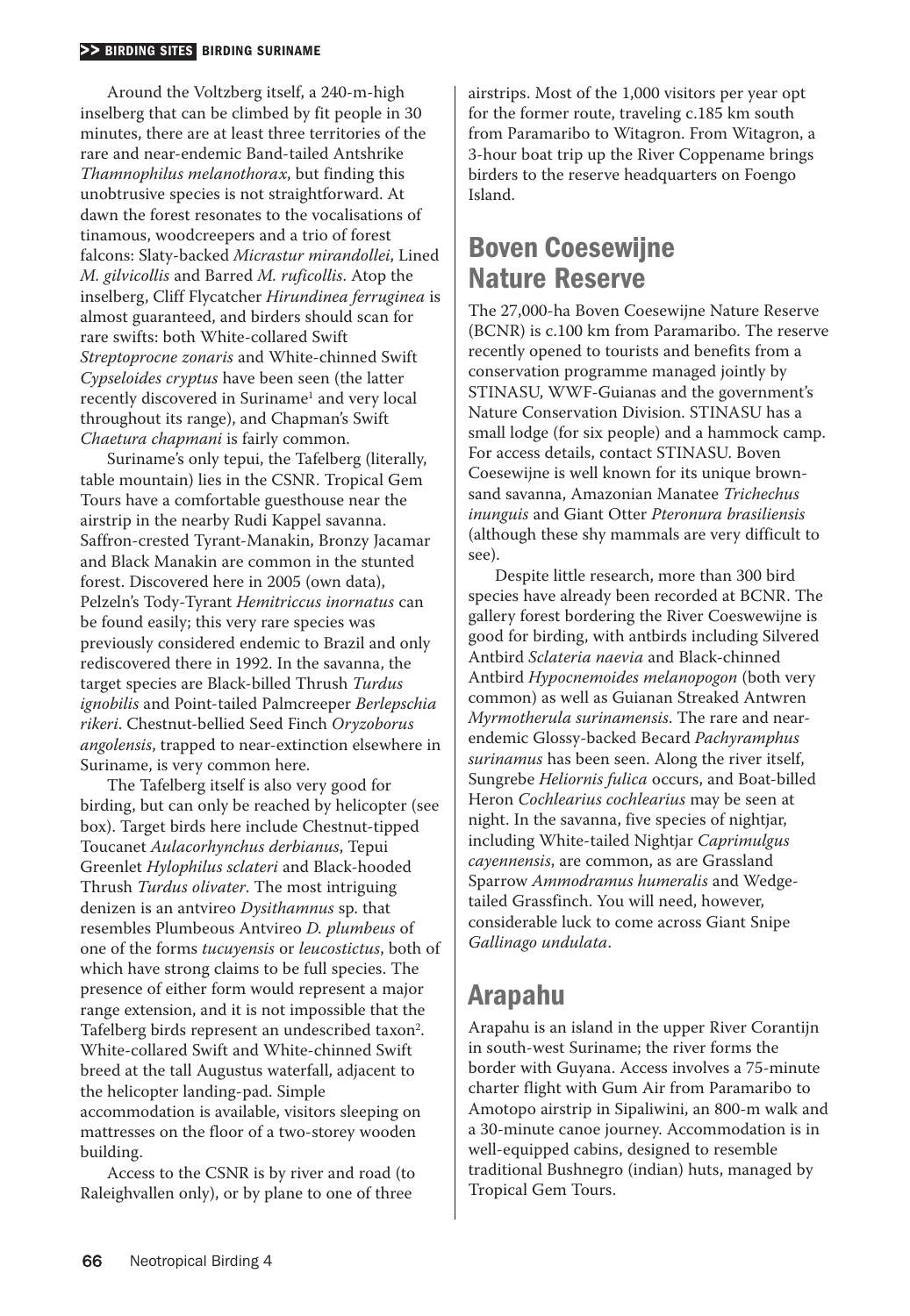Around the Voltzberg itself, a 240-m-high inselberg that can be climbed by fit people in 30 minutes, there are at least three territories of the rare and near-endemic Band-tailed Antshrike *Thamnophilus melanothorax*, but finding this unobtrusive species is not straightforward. At dawn the forest resonates to the vocalisations of tinamous, woodcreepers and a trio of forest falcons: Slaty-backed *Micrastur mirandollei*, Lined *M. gilvicollis* and Barred *M. ruficollis*. Atop the inselberg, Cliff Flycatcher *Hirundinea ferruginea* is almost guaranteed, and birders should scan for rare swifts: both White-collared Swift *Streptoprocne zonaris* and White-chinned Swift *Cypseloides cryptus* have been seen (the latter recently discovered in Suriname[1] and very local throughout its range), and Chapman's Swift *Chaetura chapmani* is fairly common.

Suriname's only tepui, the Tafelberg (literally, table mountain) lies in the CSNR. Tropical Gem Tours have a comfortable guesthouse near the airstrip in the nearby Rudi Kappel savanna. Saffron-crested Tyrant-Manakin, Bronzy Jacamar and Black Manakin are common in the stunted forest. Discovered here in 2005 (own data), Pelzeln's Tody-Tyrant *Hemitriccus inornatus* can be found easily; this very rare species was previously considered endemic to Brazil and only rediscovered there in 1992. In the savanna, the target species are Black-billed Thrush *Turdus ignobilis* and Point-tailed Palmcreeper *Berlepschia rikeri*. Chestnut-bellied Seed Finch *Oryzoborus angolensis*, trapped to near-extinction elsewhere in Suriname, is very common here.

The Tafelberg itself is also very good for birding, but can only be reached by helicopter (see box). Target birds here include Chestnut-tipped Toucanet *Aulacorhynchus derbianus*, Tepui Greenlet *Hylophilus sclateri* and Black-hooded Thrush *Turdus olivater*. The most intriguing denizen is an antvireo *Dysithamnus* sp. that resembles Plumbeous Antvireo *D. plumbeus* of one of the forms *tucuyensis* or *leucostictus*, both of which have strong claims to be full species. The presence of either form would represent a major range extension, and it is not impossible that the Tafelberg birds represent an undescribed taxon[2]. White-collared Swift and White-chinned Swift breed at the tall Augustus waterfall, adjacent to the helicopter landing-pad. Simple accommodation is available, visitors sleeping on mattresses on the floor of a two-storey wooden building.

Access to the CSNR is by river and road (to Raleighvallen only), or by plane to one of three airstrips. Most of the 1,000 visitors per year opt for the former route, traveling c.185 km south from Paramaribo to Witagron. From Witagron, a 3-hour boat trip up the River Coppename brings birders to the reserve headquarters on Foengo Island.

## Boven Coesewijne Nature Reserve

The 27,000-ha Boven Coesewijne Nature Reserve (BCNR) is c.100 km from Paramaribo. The reserve recently opened to tourists and benefits from a conservation programme managed jointly by STINASU, WWF-Guianas and the government's Nature Conservation Division. STINASU has a small lodge (for six people) and a hammock camp. For access details, contact STINASU. Boven Coesewijne is well known for its unique brown-sand savanna, Amazonian Manatee *Trichechus inunguis* and Giant Otter *Pteronura brasiliensis* (although these shy mammals are very difficult to see).

Despite little research, more than 300 bird species have already been recorded at BCNR. The gallery forest bordering the River Coeswewijne is good for birding, with antbirds including Silvered Antbird *Sclateria naevia* and Black-chinned Antbird *Hypocnemoides melanopogon* (both very common) as well as Guianan Streaked Antwren *Myrmotherula surinamensis*. The rare and near-endemic Glossy-backed Becard *Pachyramphus surinamus* has been seen. Along the river itself, Sungrebe *Heliornis fulica* occurs, and Boat-billed Heron *Cochlearius cochlearius* may be seen at night. In the savanna, five species of nightjar, including White-tailed Nightjar *Caprimulgus cayennensis*, are common, as are Grassland Sparrow *Ammodramus humeralis* and Wedge-tailed Grassfinch. You will need, however, considerable luck to come across Giant Snipe *Gallinago undulata*.

## Arapahu

Arapahu is an island in the upper River Corantijn in south-west Suriname; the river forms the border with Guyana. Access involves a 75-minute charter flight with Gum Air from Paramaribo to Amotopo airstrip in Sipaliwini, an 800-m walk and a 30-minute canoe journey. Accommodation is in well-equipped cabins, designed to resemble traditional Bushnegro (indian) huts, managed by Tropical Gem Tours.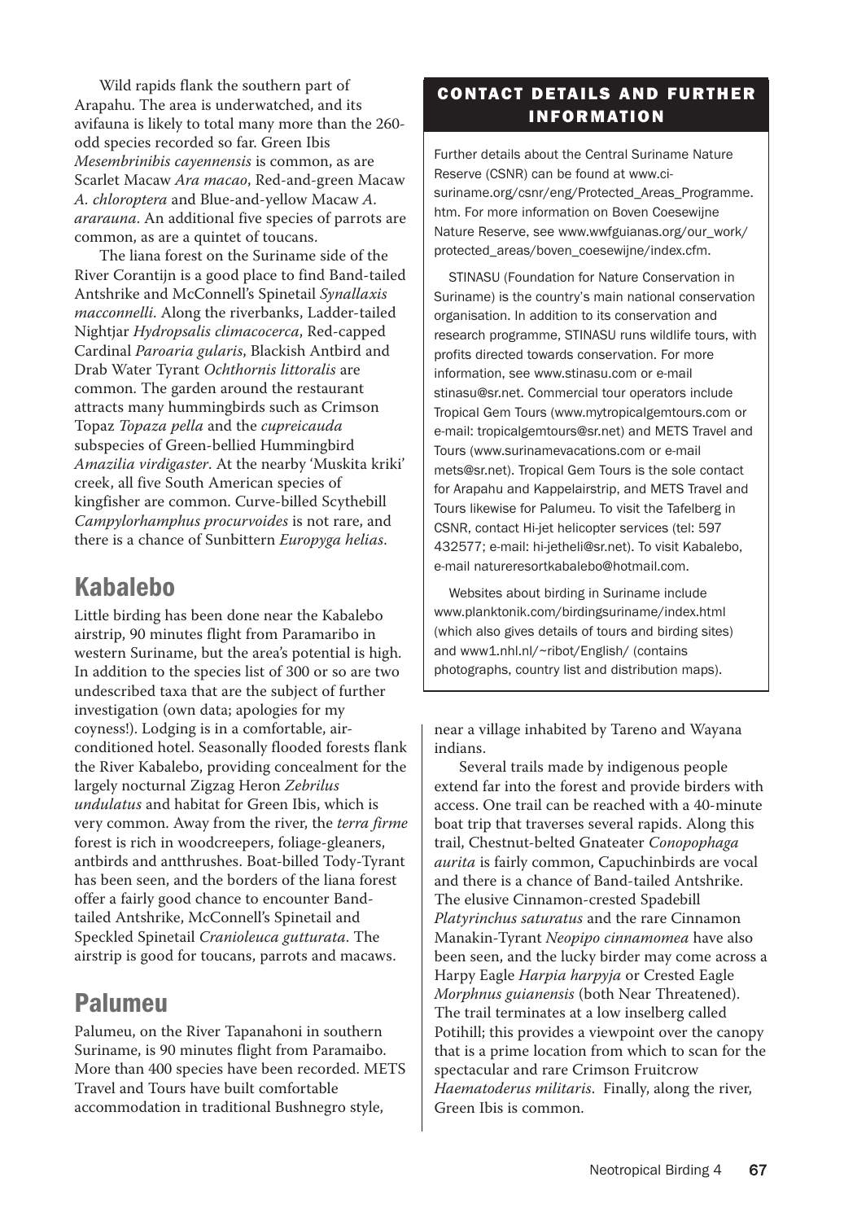Wild rapids flank the southern part of Arapahu. The area is underwatched, and its avifauna is likely to total many more than the 260-odd species recorded so far. Green Ibis *Mesembrinibis cayennensis* is common, as are Scarlet Macaw *Ara macao*, Red-and-green Macaw *A. chloroptera* and Blue-and-yellow Macaw *A. ararauna*. An additional five species of parrots are common, as are a quintet of toucans.

The liana forest on the Suriname side of the River Corantijn is a good place to find Band-tailed Antshrike and McConnell's Spinetail *Synallaxis macconnelli*. Along the riverbanks, Ladder-tailed Nightjar *Hydropsalis climacocerca*, Red-capped Cardinal *Paroaria gularis*, Blackish Antbird and Drab Water Tyrant *Ochthornis littoralis* are common. The garden around the restaurant attracts many hummingbirds such as Crimson Topaz *Topaza pella* and the *cupreicauda* subspecies of Green-bellied Hummingbird *Amazilia virdigaster*. At the nearby 'Muskita kriki' creek, all five South American species of kingfisher are common. Curve-billed Scythebill *Campylorhamphus procurvoides* is not rare, and there is a chance of Sunbittern *Europyga helias*.

## Kabalebo

Little birding has been done near the Kabalebo airstrip, 90 minutes flight from Paramaribo in western Suriname, but the area's potential is high. In addition to the species list of 300 or so are two undescribed taxa that are the subject of further investigation (own data; apologies for my coyness!). Lodging is in a comfortable, air-conditioned hotel. Seasonally flooded forests flank the River Kabalebo, providing concealment for the largely nocturnal Zigzag Heron *Zebrilus undulatus* and habitat for Green Ibis, which is very common. Away from the river, the *terra firme* forest is rich in woodcreepers, foliage-gleaners, antbirds and antthrushes. Boat-billed Tody-Tyrant has been seen, and the borders of the liana forest offer a fairly good chance to encounter Band-tailed Antshrike, McConnell's Spinetail and Speckled Spinetail *Cranioleuca gutturata*. The airstrip is good for toucans, parrots and macaws.

## Palumeu

Palumeu, on the River Tapanahoni in southern Suriname, is 90 minutes flight from Paramaibo. More than 400 species have been recorded. METS Travel and Tours have built comfortable accommodation in traditional Bushnegro style, near a village inhabited by Tareno and Wayana indians.

Several trails made by indigenous people extend far into the forest and provide birders with access. One trail can be reached with a 40-minute boat trip that traverses several rapids. Along this trail, Chestnut-belted Gnateater *Conopophaga aurita* is fairly common, Capuchinbirds are vocal and there is a chance of Band-tailed Antshrike. The elusive Cinnamon-crested Spadebill *Platyrinchus saturatus* and the rare Cinnamon Manakin-Tyrant *Neopipo cinnamomea* have also been seen, and the lucky birder may come across a Harpy Eagle *Harpia harpyja* or Crested Eagle *Morphnus guianensis* (both Near Threatened). The trail terminates at a low inselberg called Potihill; this provides a viewpoint over the canopy that is a prime location from which to scan for the spectacular and rare Crimson Fruitcrow *Haematoderus militaris*. Finally, along the river, Green Ibis is common.

### CONTACT DETAILS AND FURTHER INFORMATION

Further details about the Central Suriname Nature Reserve (CSNR) can be found at www.ci-suriname.org/csnr/eng/Protected_Areas_Programme.htm. For more information on Boven Coesewijne Nature Reserve, see www.wwfguianas.org/our_work/protected_areas/boven_coesewijne/index.cfm.

STINASU (Foundation for Nature Conservation in Suriname) is the country's main national conservation organisation. In addition to its conservation and research programme, STINASU runs wildlife tours, with profits directed towards conservation. For more information, see www.stinasu.com or e-mail stinasu@sr.net. Commercial tour operators include Tropical Gem Tours (www.mytropicalgemtours.com or e-mail: tropicalgemtours@sr.net) and METS Travel and Tours (www.surinamevacations.com or e-mail mets@sr.net). Tropical Gem Tours is the sole contact for Arapahu and Kappelairstrip, and METS Travel and Tours likewise for Palumeu. To visit the Tafelberg in CSNR, contact Hi-jet helicopter services (tel: 597 432577; e-mail: hi-jetheli@sr.net). To visit Kabalebo, e-mail natureresortkabalebo@hotmail.com.

Websites about birding in Suriname include www.planktonik.com/birdingsuriname/index.html (which also gives details of tours and birding sites) and www1.nhl.nl/~ribot/English/ (contains photographs, country list and distribution maps).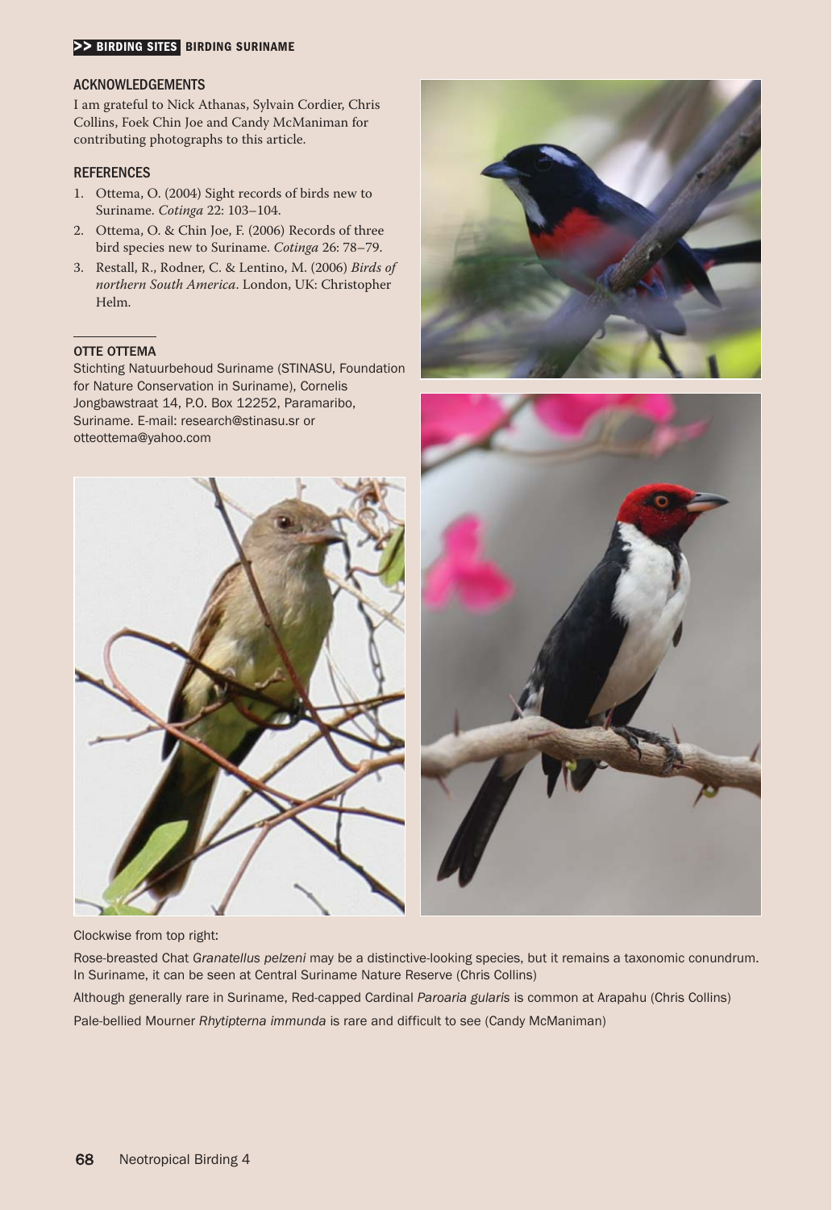## ACKNOWLEDGEMENTS

I am grateful to Nick Athanas, Sylvain Cordier, Chris Collins, Foek Chin Joe and Candy McManiman for contributing photographs to this article.

## REFERENCES

1. Ottema, O. (2004) Sight records of birds new to Suriname. *Cotinga* 22: 103–104.
2. Ottema, O. & Chin Joe, F. (2006) Records of three bird species new to Suriname. *Cotinga* 26: 78–79.
3. Restall, R., Rodner, C. & Lentino, M. (2006) *Birds of northern South America*. London, UK: Christopher Helm.

---

**OTTE OTTEMA**

Stichting Natuurbehoud Suriname (STINASU, Foundation for Nature Conservation in Suriname), Cornelis Jongbawstraat 14, P.O. Box 12252, Paramaribo, Suriname. E-mail: research@stinasu.sr or otteottema@yahoo.com

Clockwise from top right:

Rose-breasted Chat *Granatellus pelzeni* may be a distinctive-looking species, but it remains a taxonomic conundrum. In Suriname, it can be seen at Central Suriname Nature Reserve (Chris Collins)

Although generally rare in Suriname, Red-capped Cardinal *Paroaria gularis* is common at Arapahu (Chris Collins)

Pale-bellied Mourner *Rhytipterna immunda* is rare and difficult to see (Candy McManiman)